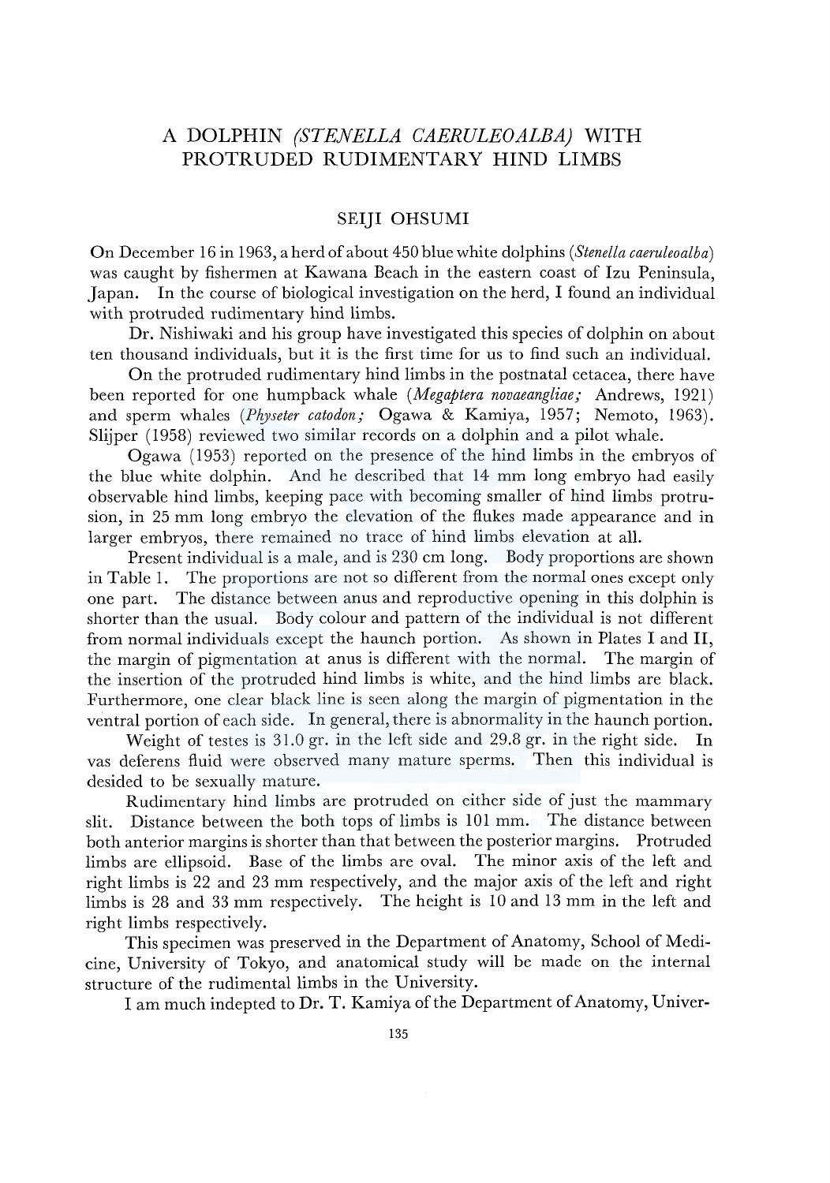# A DOLPHIN *(STENELLA CAERULEOALBA)* WITH PROTRUDED RUDIMENTARY HIND LIMBS

## SEIJI OHSUMI

On December 16 in 1963, a herd of about 450 blue white dolphins (*Stenella caeruleoalba*) was caught by fishermen at Kawana Beach in the eastern coast of Izu Peninsula, Japan. In the course of biological investigation on the herd, I found an individual with protruded rudimentary hind limbs.

Dr. Nishiwaki and his group have investigated this species of dolphin on about ten thousand individuals, but it is the first time for us to find such an individual.

On the protruded rudimentary hind limbs in the postnatal cetacea, there have been reported for one humpback whale (*Megaptera novaeangliae;* Andrews, 1921) and sperm whales (*Physeter catodon;* Ogawa & Kamiya, 1957; Nemoto, 1963). Slijper (1958) reviewed two similar records on a dolphin and a pilot whale.

Ogawa (1953) reported on the presence of the hind limbs in the embryos of the blue white dolphin. And he described that 14 mm long embryo had easily observable hind limbs, keeping pace with becoming smaller of hind limbs protrusion, in 25 mm long embryo the elevation of the flukes made appearance and in larger embryos, there remained no trace of hind limbs elevation at all.

Present individual is a male, and is 230 cm long. Body proportions are shown in Table 1. The proportions are not so different from the normal ones except only one part. The distance between anus and reproductive opening in this dolphin is shorter than the usual. Body colour and pattern of the individual is not different from normal individuals except the haunch portion. As shown in Plates I and II, the margin of pigmentation at anus is different with the normal. The margin of the insertion of the protruded hind limbs is white, and the hind limbs are black. Furthermore, one clear black line is seen along the margin of pigmentation in the ventral portion of each side. In general, there is abnormality in the haunch portion.

Weight of testes is 31.0 gr. in the left side and 29.8 gr. in the right side. In vas deferens fluid were observed many mature sperms. Then this individual is desided to be sexually mature.

Rudimentary hind limbs are protruded on either side of just the mammary slit. Distance between the both tops of limbs is 101 mm. The distance between both anterior margins is shorter than that between the posterior margins. Protruded limbs are ellipsoid. Base of the limbs are oval. The minor axis of the left and right limbs is 22 and 23 mm respectively, and the major axis of the left and right limbs is 28 and 33 mm respectively. The height is 10 and 13 mm in the left and right limbs respectively.

This specimen was preserved in the Department of Anatomy, School of Medicine, University of Tokyo, and anatomical study will be made on the internal structure of the rudimental limbs in the University.

I am much indepted to Dr. T. Kamiya of the Department of Anatomy, Univer-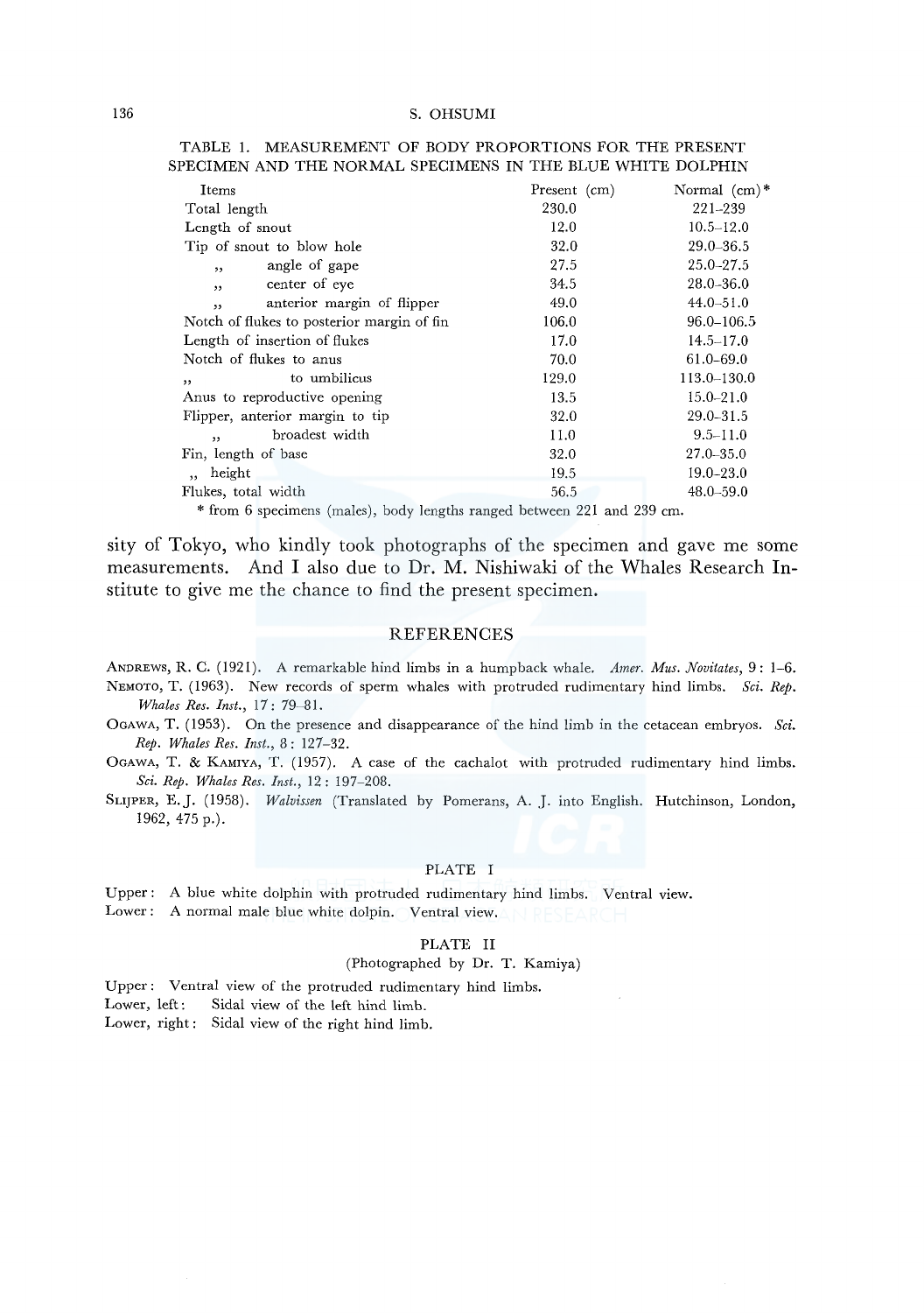TABLE 1. MEASUREMENT OF BODY PROPORTIONS FOR THE PRESENT SPECIMEN AND THE NORMAL SPECIMENS IN THE BLUE WHITE DOLPHIN

| Items | Present (cm) | Normal (cm)* |
|---|---|---|
| Total length | 230.0 | 221–239 |
| Length of snout | 12.0 | 10.5–12.0 |
| Tip of snout to blow hole | 32.0 | 29.0–36.5 |
| ,, angle of gape | 27.5 | 25.0–27.5 |
| ,, center of eye | 34.5 | 28.0–36.0 |
| ,, anterior margin of flipper | 49.0 | 44.0–51.0 |
| Notch of flukes to posterior margin of fin | 106.0 | 96.0–106.5 |
| Length of insertion of flukes | 17.0 | 14.5–17.0 |
| Notch of flukes to anus | 70.0 | 61.0–69.0 |
| ,, to umbilicus | 129.0 | 113.0–130.0 |
| Anus to reproductive opening | 13.5 | 15.0–21.0 |
| Flipper, anterior margin to tip | 32.0 | 29.0–31.5 |
| ,, broadest width | 11.0 | 9.5–11.0 |
| Fin, length of base | 32.0 | 27.0–35.0 |
| ,, height | 19.5 | 19.0–23.0 |
| Flukes, total width | 56.5 | 48.0–59.0 |

\* from 6 specimens (males), body lengths ranged between 221 and 239 cm.

sity of Tokyo, who kindly took photographs of the specimen and gave me some measurements. And I also due to Dr. M. Nishiwaki of the Whales Research Institute to give me the chance to find the present specimen.

## REFERENCES

Andrews, R. C. (1921). A remarkable hind limbs in a humpback whale. *Amer. Mus. Novitates*, 9: 1–6.

Nemoto, T. (1963). New records of sperm whales with protruded rudimentary hind limbs. *Sci. Rep. Whales Res. Inst.*, 17: 79–81.

Ogawa, T. (1953). On the presence and disappearance of the hind limb in the cetacean embryos. *Sci. Rep. Whales Res. Inst.*, 8: 127–32.

Ogawa, T. & Kamiya, T. (1957). A case of the cachalot with protruded rudimentary hind limbs. *Sci. Rep. Whales Res. Inst.*, 12: 197–208.

Slijper, E. J. (1958). *Walvissen* (Translated by Pomerans, A. J. into English. Hutchinson, London, 1962, 475 p.).

## PLATE I

Upper: A blue white dolphin with protruded rudimentary hind limbs. Ventral view.

Lower: A normal male blue white dolpin. Ventral view.

## PLATE II

(Photographed by Dr. T. Kamiya)

Upper: Ventral view of the protruded rudimentary hind limbs.

Lower, left: Sidal view of the left hind limb.

Lower, right: Sidal view of the right hind limb.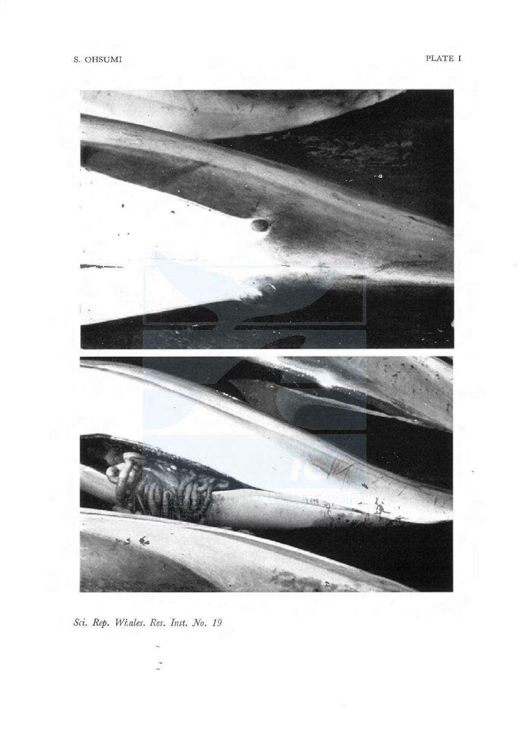PLATE I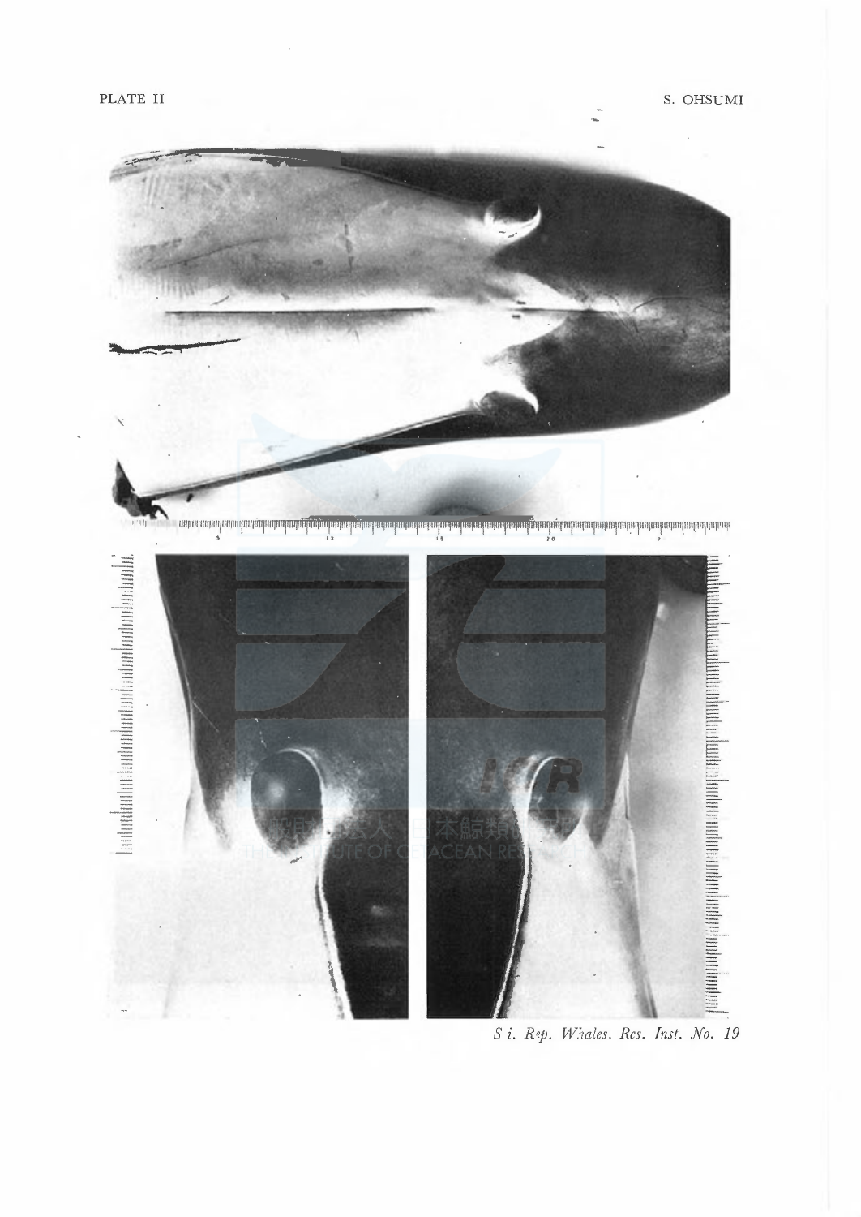PLATE II